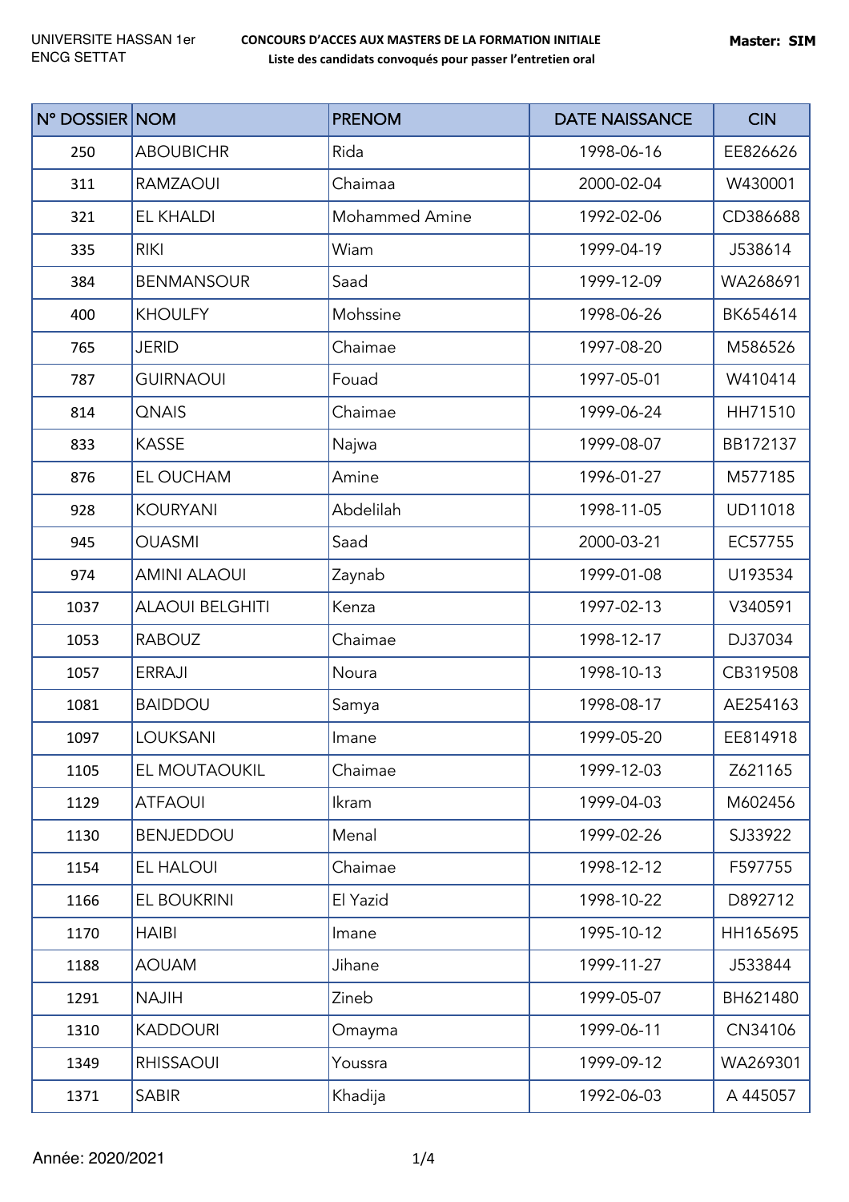UNIVERSITE HASSAN 1er
ENCG SETTAT

**CONCOURS D'ACCES AUX MASTERS DE LA FORMATION INITIALE**
**Liste des candidats convoqués pour passer l'entretien oral**

**Master: SIM**

| N° DOSSIER | NOM | PRENOM | DATE NAISSANCE | CIN |
|---|---|---|---|---|
| 250 | ABOUBICHR | Rida | 1998-06-16 | EE826626 |
| 311 | RAMZAOUI | Chaimaa | 2000-02-04 | W430001 |
| 321 | EL KHALDI | Mohammed Amine | 1992-02-06 | CD386688 |
| 335 | RIKI | Wiam | 1999-04-19 | J538614 |
| 384 | BENMANSOUR | Saad | 1999-12-09 | WA268691 |
| 400 | KHOULFY | Mohssine | 1998-06-26 | BK654614 |
| 765 | JERID | Chaimae | 1997-08-20 | M586526 |
| 787 | GUIRNAOUI | Fouad | 1997-05-01 | W410414 |
| 814 | QNAIS | Chaimae | 1999-06-24 | HH71510 |
| 833 | KASSE | Najwa | 1999-08-07 | BB172137 |
| 876 | EL OUCHAM | Amine | 1996-01-27 | M577185 |
| 928 | KOURYANI | Abdelilah | 1998-11-05 | UD11018 |
| 945 | OUASMI | Saad | 2000-03-21 | EC57755 |
| 974 | AMINI ALAOUI | Zaynab | 1999-01-08 | U193534 |
| 1037 | ALAOUI BELGHITI | Kenza | 1997-02-13 | V340591 |
| 1053 | RABOUZ | Chaimae | 1998-12-17 | DJ37034 |
| 1057 | ERRAJI | Noura | 1998-10-13 | CB319508 |
| 1081 | BAIDDOU | Samya | 1998-08-17 | AE254163 |
| 1097 | LOUKSANI | Imane | 1999-05-20 | EE814918 |
| 1105 | EL MOUTAOUKIL | Chaimae | 1999-12-03 | Z621165 |
| 1129 | ATFAOUI | Ikram | 1999-04-03 | M602456 |
| 1130 | BENJEDDOU | Menal | 1999-02-26 | SJ33922 |
| 1154 | EL HALOUI | Chaimae | 1998-12-12 | F597755 |
| 1166 | EL BOUKRINI | El Yazid | 1998-10-22 | D892712 |
| 1170 | HAIBI | Imane | 1995-10-12 | HH165695 |
| 1188 | AOUAM | Jihane | 1999-11-27 | J533844 |
| 1291 | NAJIH | Zineb | 1999-05-07 | BH621480 |
| 1310 | KADDOURI | Omayma | 1999-06-11 | CN34106 |
| 1349 | RHISSAOUI | Youssra | 1999-09-12 | WA269301 |
| 1371 | SABIR | Khadija | 1992-06-03 | A 445057 |

Année: 2020/2021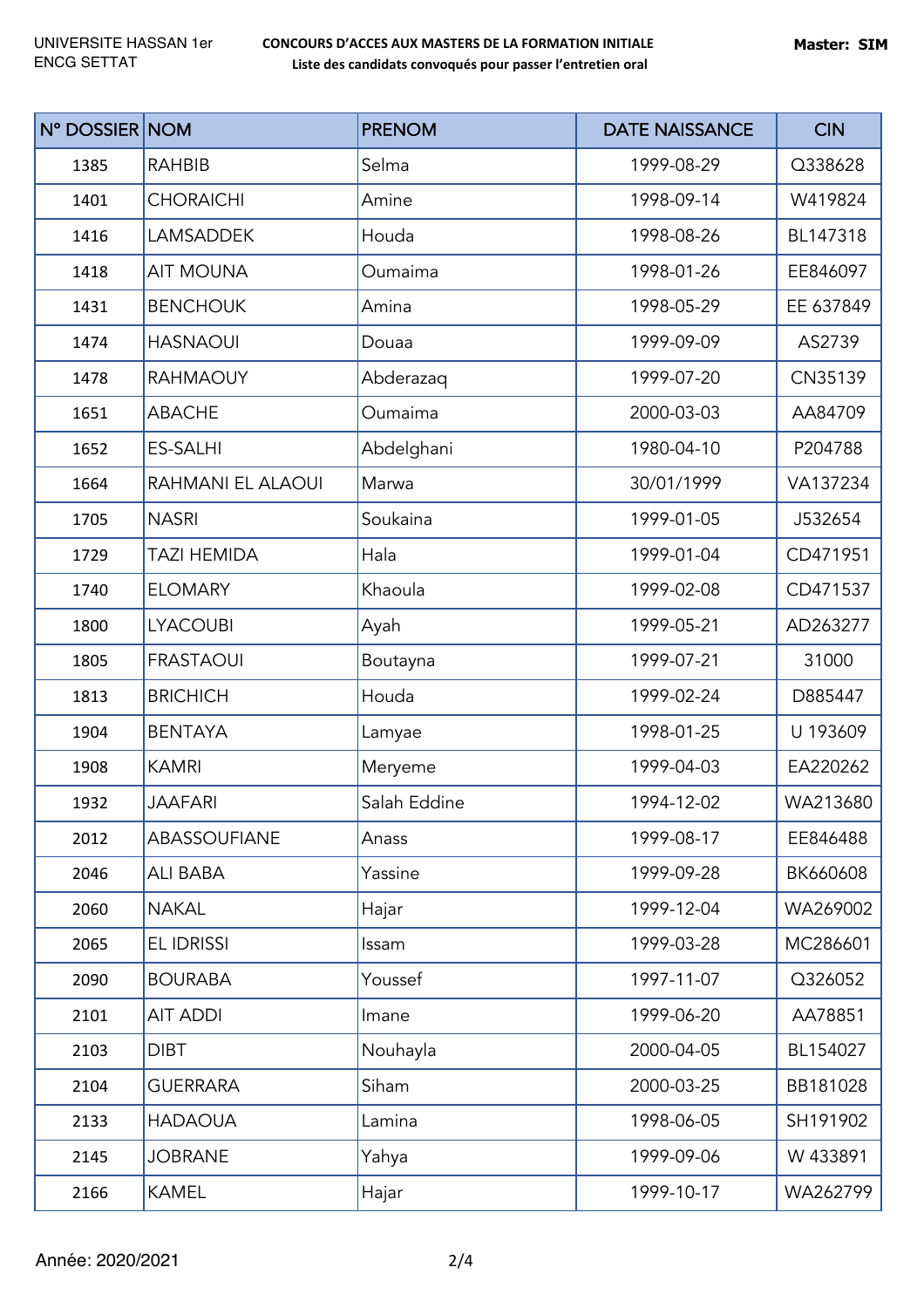UNIVERSITE HASSAN 1er
ENCG SETTAT

**CONCOURS D'ACCES AUX MASTERS DE LA FORMATION INITIALE**

**Liste des candidats convoqués pour passer l'entretien oral**

**Master: SIM**

| N° DOSSIER | NOM | PRENOM | DATE NAISSANCE | CIN |
|---|---|---|---|---|
| 1385 | RAHBIB | Selma | 1999-08-29 | Q338628 |
| 1401 | CHORAICHI | Amine | 1998-09-14 | W419824 |
| 1416 | LAMSADDEK | Houda | 1998-08-26 | BL147318 |
| 1418 | AIT MOUNA | Oumaima | 1998-01-26 | EE846097 |
| 1431 | BENCHOUK | Amina | 1998-05-29 | EE 637849 |
| 1474 | HASNAOUI | Douaa | 1999-09-09 | AS2739 |
| 1478 | RAHMAOUY | Abderazaq | 1999-07-20 | CN35139 |
| 1651 | ABACHE | Oumaima | 2000-03-03 | AA84709 |
| 1652 | ES-SALHI | Abdelghani | 1980-04-10 | P204788 |
| 1664 | RAHMANI EL ALAOUI | Marwa | 30/01/1999 | VA137234 |
| 1705 | NASRI | Soukaina | 1999-01-05 | J532654 |
| 1729 | TAZI HEMIDA | Hala | 1999-01-04 | CD471951 |
| 1740 | ELOMARY | Khaoula | 1999-02-08 | CD471537 |
| 1800 | LYACOUBI | Ayah | 1999-05-21 | AD263277 |
| 1805 | FRASTAOUI | Boutayna | 1999-07-21 | 31000 |
| 1813 | BRICHICH | Houda | 1999-02-24 | D885447 |
| 1904 | BENTAYA | Lamyae | 1998-01-25 | U 193609 |
| 1908 | KAMRI | Meryeme | 1999-04-03 | EA220262 |
| 1932 | JAAFARI | Salah Eddine | 1994-12-02 | WA213680 |
| 2012 | ABASSOUFIANE | Anass | 1999-08-17 | EE846488 |
| 2046 | ALI BABA | Yassine | 1999-09-28 | BK660608 |
| 2060 | NAKAL | Hajar | 1999-12-04 | WA269002 |
| 2065 | EL IDRISSI | Issam | 1999-03-28 | MC286601 |
| 2090 | BOURABA | Youssef | 1997-11-07 | Q326052 |
| 2101 | AIT ADDI | Imane | 1999-06-20 | AA78851 |
| 2103 | DIBT | Nouhayla | 2000-04-05 | BL154027 |
| 2104 | GUERRARA | Siham | 2000-03-25 | BB181028 |
| 2133 | HADAOUA | Lamina | 1998-06-05 | SH191902 |
| 2145 | JOBRANE | Yahya | 1999-09-06 | W 433891 |
| 2166 | KAMEL | Hajar | 1999-10-17 | WA262799 |

Année: 2020/2021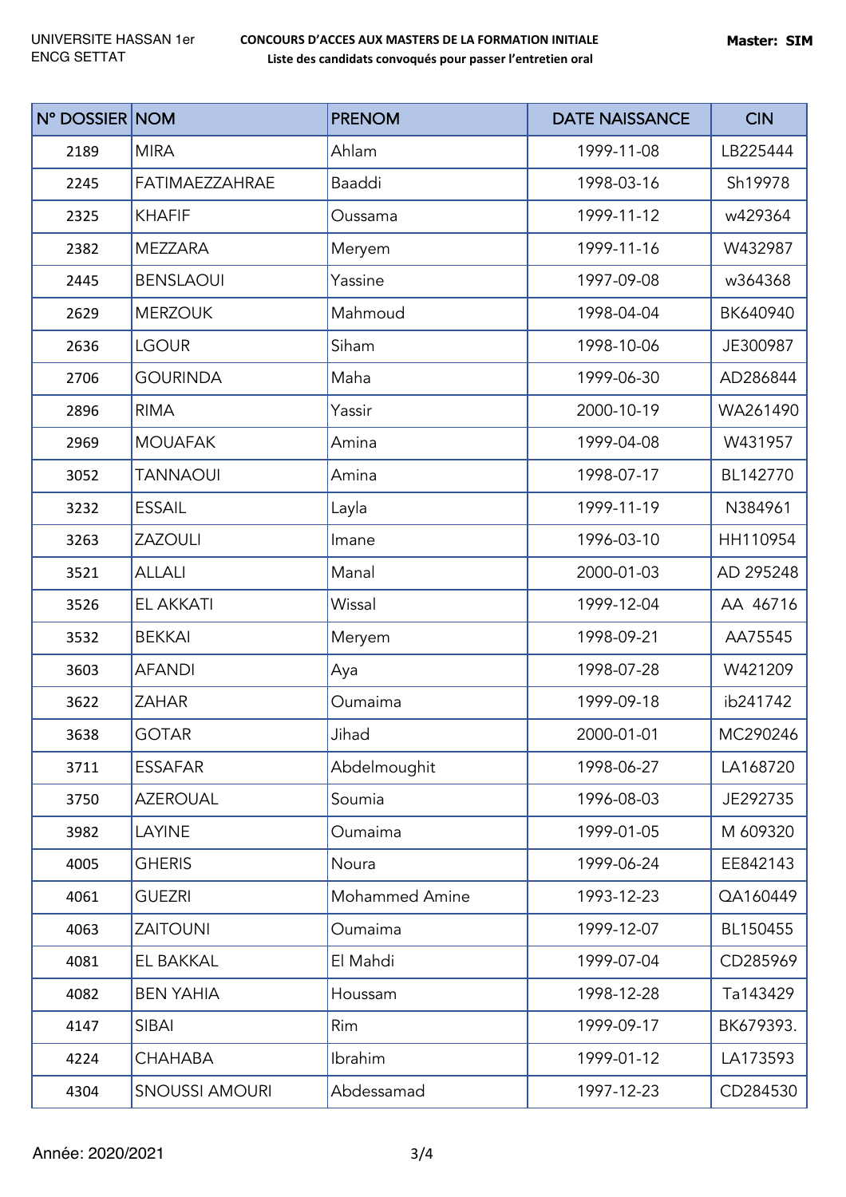UNIVERSITE HASSAN 1er
ENCG SETTAT

**CONCOURS D'ACCES AUX MASTERS DE LA FORMATION INITIALE**
**Liste des candidats convoqués pour passer l'entretien oral**

**Master: SIM**

| N° DOSSIER | NOM | PRENOM | DATE NAISSANCE | CIN |
|---|---|---|---|---|
| 2189 | MIRA | Ahlam | 1999-11-08 | LB225444 |
| 2245 | FATIMAEZZAHRAE | Baaddi | 1998-03-16 | Sh19978 |
| 2325 | KHAFIF | Oussama | 1999-11-12 | w429364 |
| 2382 | MEZZARA | Meryem | 1999-11-16 | W432987 |
| 2445 | BENSLAOUI | Yassine | 1997-09-08 | w364368 |
| 2629 | MERZOUK | Mahmoud | 1998-04-04 | BK640940 |
| 2636 | LGOUR | Siham | 1998-10-06 | JE300987 |
| 2706 | GOURINDA | Maha | 1999-06-30 | AD286844 |
| 2896 | RIMA | Yassir | 2000-10-19 | WA261490 |
| 2969 | MOUAFAK | Amina | 1999-04-08 | W431957 |
| 3052 | TANNAOUI | Amina | 1998-07-17 | BL142770 |
| 3232 | ESSAIL | Layla | 1999-11-19 | N384961 |
| 3263 | ZAZOULI | Imane | 1996-03-10 | HH110954 |
| 3521 | ALLALI | Manal | 2000-01-03 | AD 295248 |
| 3526 | EL AKKATI | Wissal | 1999-12-04 | AA 46716 |
| 3532 | BEKKAI | Meryem | 1998-09-21 | AA75545 |
| 3603 | AFANDI | Aya | 1998-07-28 | W421209 |
| 3622 | ZAHAR | Oumaima | 1999-09-18 | ib241742 |
| 3638 | GOTAR | Jihad | 2000-01-01 | MC290246 |
| 3711 | ESSAFAR | Abdelmoughit | 1998-06-27 | LA168720 |
| 3750 | AZEROUAL | Soumia | 1996-08-03 | JE292735 |
| 3982 | LAYINE | Oumaima | 1999-01-05 | M 609320 |
| 4005 | GHERIS | Noura | 1999-06-24 | EE842143 |
| 4061 | GUEZRI | Mohammed Amine | 1993-12-23 | QA160449 |
| 4063 | ZAITOUNI | Oumaima | 1999-12-07 | BL150455 |
| 4081 | EL BAKKAL | El Mahdi | 1999-07-04 | CD285969 |
| 4082 | BEN YAHIA | Houssam | 1998-12-28 | Ta143429 |
| 4147 | SIBAI | Rim | 1999-09-17 | BK679393. |
| 4224 | CHAHABA | Ibrahim | 1999-01-12 | LA173593 |
| 4304 | SNOUSSI AMOURI | Abdessamad | 1997-12-23 | CD284530 |

Année: 2020/2021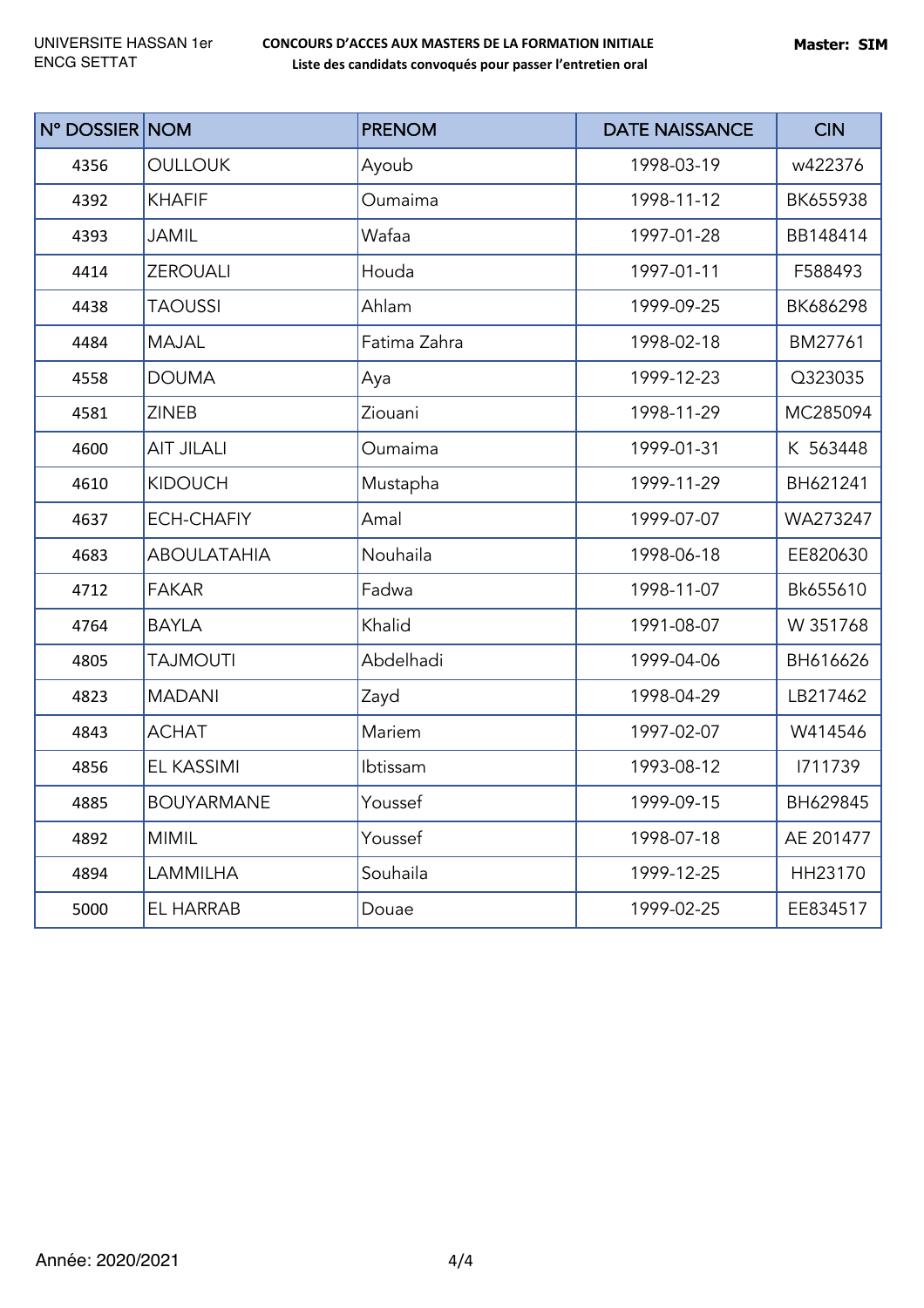UNIVERSITE HASSAN 1er
ENCG SETTAT

**CONCOURS D'ACCES AUX MASTERS DE LA FORMATION INITIALE**
**Liste des candidats convoqués pour passer l'entretien oral**

**Master: SIM**

| N° DOSSIER | NOM | PRENOM | DATE NAISSANCE | CIN |
|---|---|---|---|---|
| 4356 | OULLOUK | Ayoub | 1998-03-19 | w422376 |
| 4392 | KHAFIF | Oumaima | 1998-11-12 | BK655938 |
| 4393 | JAMIL | Wafaa | 1997-01-28 | BB148414 |
| 4414 | ZEROUALI | Houda | 1997-01-11 | F588493 |
| 4438 | TAOUSSI | Ahlam | 1999-09-25 | BK686298 |
| 4484 | MAJAL | Fatima Zahra | 1998-02-18 | BM27761 |
| 4558 | DOUMA | Aya | 1999-12-23 | Q323035 |
| 4581 | ZINEB | Ziouani | 1998-11-29 | MC285094 |
| 4600 | AIT JILALI | Oumaima | 1999-01-31 | K 563448 |
| 4610 | KIDOUCH | Mustapha | 1999-11-29 | BH621241 |
| 4637 | ECH-CHAFIY | Amal | 1999-07-07 | WA273247 |
| 4683 | ABOULATAHIA | Nouhaila | 1998-06-18 | EE820630 |
| 4712 | FAKAR | Fadwa | 1998-11-07 | Bk655610 |
| 4764 | BAYLA | Khalid | 1991-08-07 | W 351768 |
| 4805 | TAJMOUTI | Abdelhadi | 1999-04-06 | BH616626 |
| 4823 | MADANI | Zayd | 1998-04-29 | LB217462 |
| 4843 | ACHAT | Mariem | 1997-02-07 | W414546 |
| 4856 | EL KASSIMI | Ibtissam | 1993-08-12 | I711739 |
| 4885 | BOUYARMANE | Youssef | 1999-09-15 | BH629845 |
| 4892 | MIMIL | Youssef | 1998-07-18 | AE 201477 |
| 4894 | LAMMILHA | Souhaila | 1999-12-25 | HH23170 |
| 5000 | EL HARRAB | Douae | 1999-02-25 | EE834517 |

Année: 2020/2021